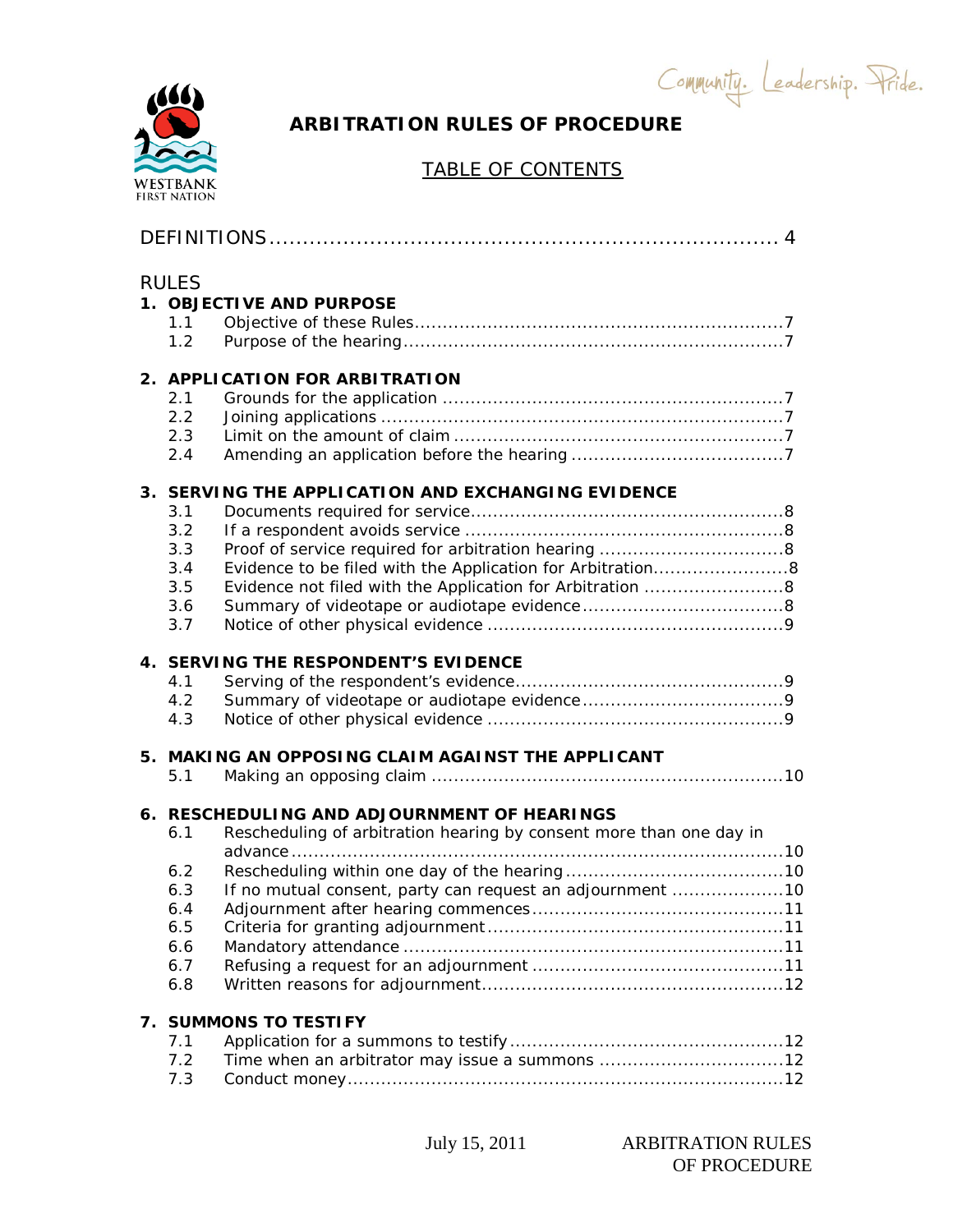Community. Leadership. Pride.

WESTBANK FIRST NATION

# ARBITRATION RULES OF PROCEDURE

## TABLE OF CONTENTS

DEFINITIONS ........................................................................ 4

RULES

**1. OBJECTIVE AND PURPOSE**

- 1.1 Objective of these Rules ................................................................ 7
- 1.2 Purpose of the hearing ................................................................... 7

**2. APPLICATION FOR ARBITRATION**

- 2.1 Grounds for the application ........................................................... 7
- 2.2 Joining applications ....................................................................... 7
- 2.3 Limit on the amount of claim .......................................................... 7
- 2.4 Amending an application before the hearing ..................................... 7

**3. SERVING THE APPLICATION AND EXCHANGING EVIDENCE**

- 3.1 Documents required for service ....................................................... 8
- 3.2 If a respondent avoids service ........................................................ 8
- 3.3 Proof of service required for arbitration hearing ................................ 8
- 3.4 Evidence to be filed with the Application for Arbitration ........................ 8
- 3.5 Evidence not filed with the Application for Arbitration ......................... 8
- 3.6 Summary of videotape or audiotape evidence ................................... 8
- 3.7 Notice of other physical evidence .................................................... 9

**4. SERVING THE RESPONDENT'S EVIDENCE**

- 4.1 Serving of the respondent's evidence ............................................... 9
- 4.2 Summary of videotape or audiotape evidence ................................... 9
- 4.3 Notice of other physical evidence .................................................... 9

**5. MAKING AN OPPOSING CLAIM AGAINST THE APPLICANT**

- 5.1 Making an opposing claim ............................................................. 10

**6. RESCHEDULING AND ADJOURNMENT OF HEARINGS**

- 6.1 Rescheduling of arbitration hearing by consent more than one day in advance ........................................................................ 10
- 6.2 Rescheduling within one day of the hearing ..................................... 10
- 6.3 If no mutual consent, party can request an adjournment ................... 10
- 6.4 Adjournment after hearing commences ........................................... 11
- 6.5 Criteria for granting adjournment ................................................... 11
- 6.6 Mandatory attendance .................................................................. 11
- 6.7 Refusing a request for an adjournment ........................................... 11
- 6.8 Written reasons for adjournment .................................................... 12

**7. SUMMONS TO TESTIFY**

- 7.1 Application for a summons to testify ............................................... 12
- 7.2 Time when an arbitrator may issue a summons ................................ 12
- 7.3 Conduct money ............................................................................ 12

July 15, 2011 ARBITRATION RULES OF PROCEDURE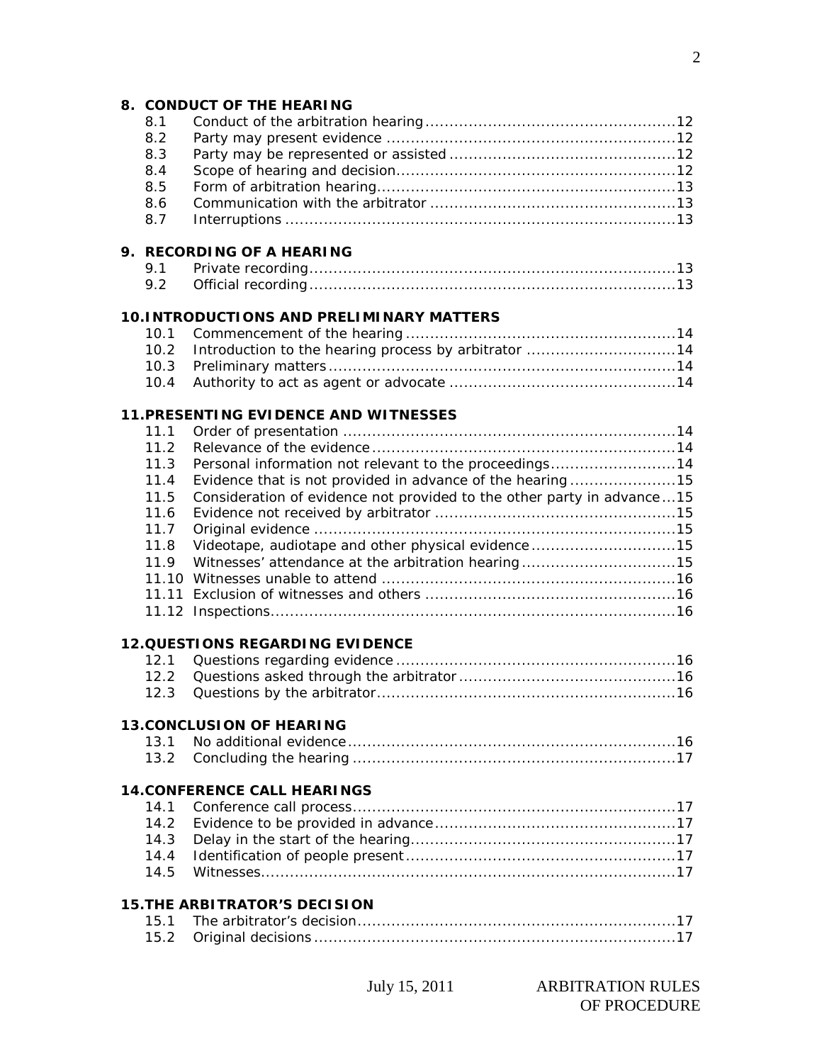**8. CONDUCT OF THE HEARING**

| | | |
|---|---|---|
| 8.1 | Conduct of the arbitration hearing | 12 |
| 8.2 | Party may present evidence | 12 |
| 8.3 | Party may be represented or assisted | 12 |
| 8.4 | Scope of hearing and decision | 12 |
| 8.5 | Form of arbitration hearing | 13 |
| 8.6 | Communication with the arbitrator | 13 |
| 8.7 | Interruptions | 13 |

**9. RECORDING OF A HEARING**

| | | |
|---|---|---|
| 9.1 | Private recording | 13 |
| 9.2 | Official recording | 13 |

**10. INTRODUCTIONS AND PRELIMINARY MATTERS**

| | | |
|---|---|---|
| 10.1 | Commencement of the hearing | 14 |
| 10.2 | Introduction to the hearing process by arbitrator | 14 |
| 10.3 | Preliminary matters | 14 |
| 10.4 | Authority to act as agent or advocate | 14 |

**11. PRESENTING EVIDENCE AND WITNESSES**

| | | |
|---|---|---|
| 11.1 | Order of presentation | 14 |
| 11.2 | Relevance of the evidence | 14 |
| 11.3 | Personal information not relevant to the proceedings | 14 |
| 11.4 | Evidence that is not provided in advance of the hearing | 15 |
| 11.5 | Consideration of evidence not provided to the other party in advance | 15 |
| 11.6 | Evidence not received by arbitrator | 15 |
| 11.7 | Original evidence | 15 |
| 11.8 | Videotape, audiotape and other physical evidence | 15 |
| 11.9 | Witnesses' attendance at the arbitration hearing | 15 |
| 11.10 | Witnesses unable to attend | 16 |
| 11.11 | Exclusion of witnesses and others | 16 |
| 11.12 | Inspections | 16 |

**12. QUESTIONS REGARDING EVIDENCE**

| | | |
|---|---|---|
| 12.1 | Questions regarding evidence | 16 |
| 12.2 | Questions asked through the arbitrator | 16 |
| 12.3 | Questions by the arbitrator | 16 |

**13. CONCLUSION OF HEARING**

| | | |
|---|---|---|
| 13.1 | No additional evidence | 16 |
| 13.2 | Concluding the hearing | 17 |

**14. CONFERENCE CALL HEARINGS**

| | | |
|---|---|---|
| 14.1 | Conference call process | 17 |
| 14.2 | Evidence to be provided in advance | 17 |
| 14.3 | Delay in the start of the hearing | 17 |
| 14.4 | Identification of people present | 17 |
| 14.5 | Witnesses | 17 |

**15. THE ARBITRATOR'S DECISION**

| | | |
|---|---|---|
| 15.1 | The arbitrator's decision | 17 |
| 15.2 | Original decisions | 17 |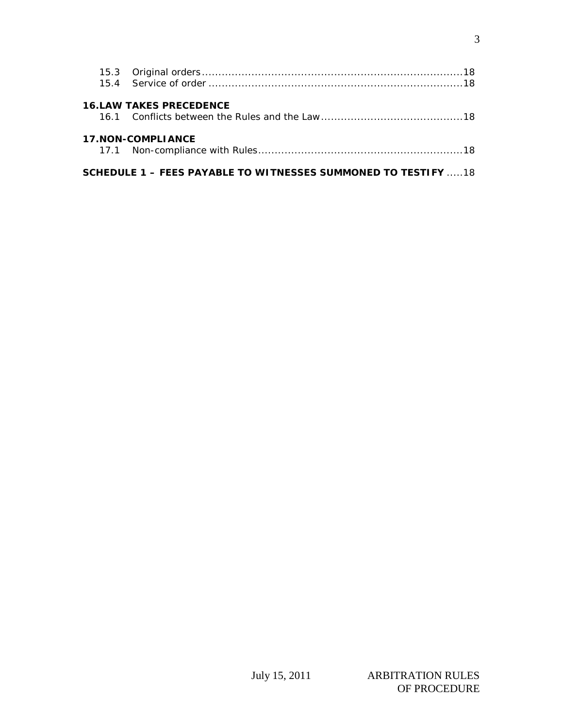15.3 Original orders ....................................................................................18
15.4 Service of order ....................................................................................18

**16. LAW TAKES PRECEDENCE**

16.1 Conflicts between the Rules and the Law ....................................................18

**17. NON-COMPLIANCE**

17.1 Non-compliance with Rules ....................................................................18

**SCHEDULE 1 – FEES PAYABLE TO WITNESSES SUMMONED TO TESTIFY** .....18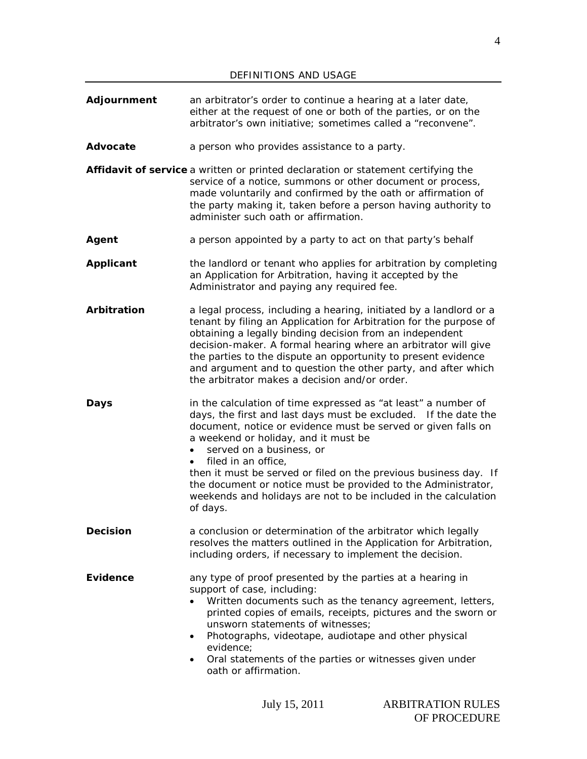## DEFINITIONS AND USAGE

**Adjournment** an arbitrator's order to continue a hearing at a later date, either at the request of one or both of the parties, or on the arbitrator's own initiative; sometimes called a "reconvene".

**Advocate** a person who provides assistance to a party.

**Affidavit of service** a written or printed declaration or statement certifying the service of a notice, summons or other document or process, made voluntarily and confirmed by the oath or affirmation of the party making it, taken before a person having authority to administer such oath or affirmation.

**Agent** a person appointed by a party to act on that party's behalf

**Applicant** the landlord or tenant who applies for arbitration by completing an Application for Arbitration, having it accepted by the Administrator and paying any required fee.

**Arbitration** a legal process, including a hearing, initiated by a landlord or a tenant by filing an Application for Arbitration for the purpose of obtaining a legally binding decision from an independent decision-maker. A formal hearing where an arbitrator will give the parties to the dispute an opportunity to present evidence and argument and to question the other party, and after which the arbitrator makes a decision and/or order.

**Days** in the calculation of time expressed as "at least" a number of days, the first and last days must be excluded. If the date the document, notice or evidence must be served or given falls on a weekend or holiday, and it must be

- served on a business, or
- filed in an office,

then it must be served or filed on the previous business day. If the document or notice must be provided to the Administrator, weekends and holidays are not to be included in the calculation of days.

**Decision** a conclusion or determination of the arbitrator which legally resolves the matters outlined in the Application for Arbitration, including orders, if necessary to implement the decision.

**Evidence** any type of proof presented by the parties at a hearing in support of case, including:

- Written documents such as the tenancy agreement, letters, printed copies of emails, receipts, pictures and the sworn or unsworn statements of witnesses;
- Photographs, videotape, audiotape and other physical evidence;
- Oral statements of the parties or witnesses given under oath or affirmation.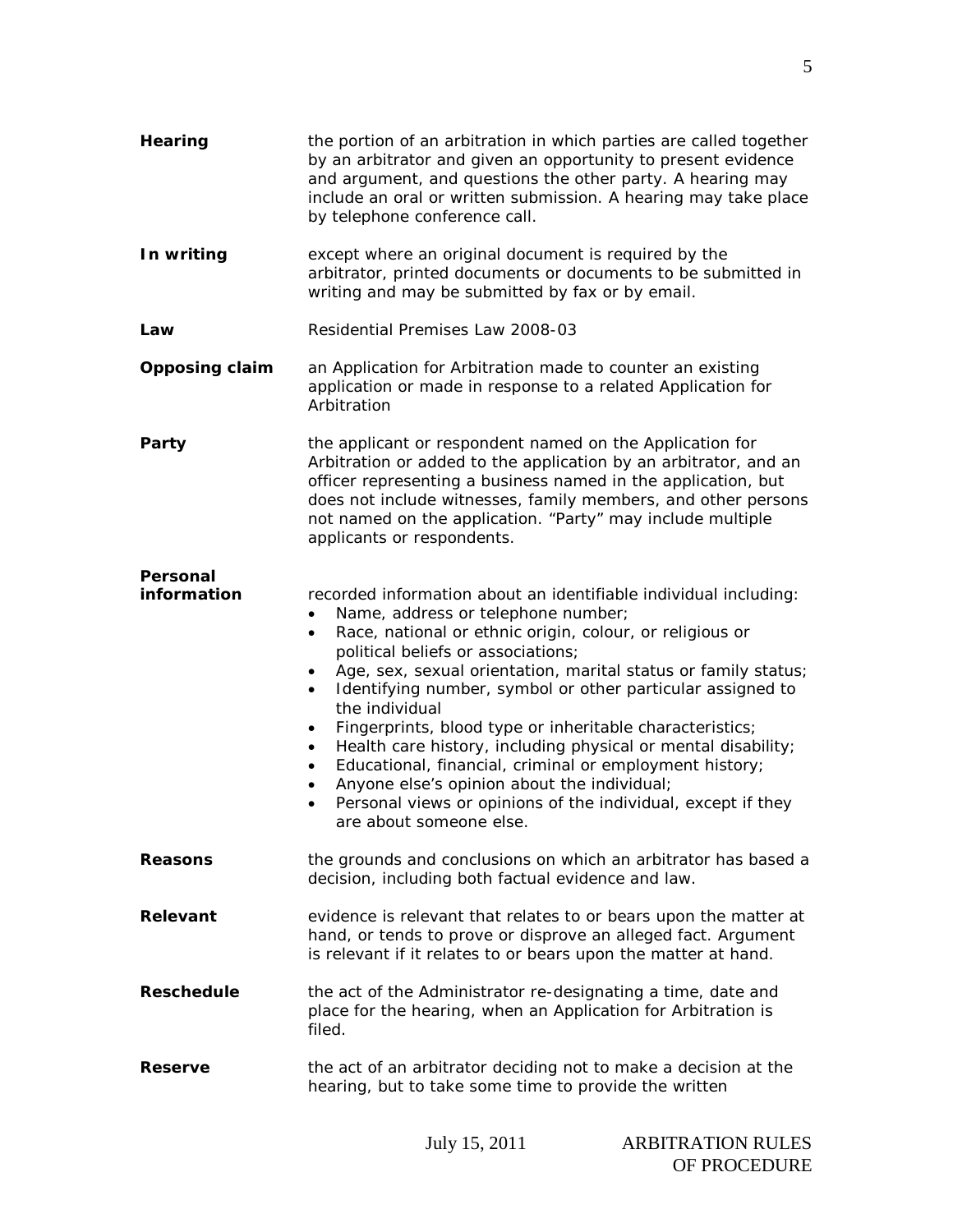**Hearing** the portion of an arbitration in which parties are called together by an arbitrator and given an opportunity to present evidence and argument, and questions the other party. A hearing may include an oral or written submission. A hearing may take place by telephone conference call.

**In writing** except where an original document is required by the arbitrator, printed documents or documents to be submitted in writing and may be submitted by fax or by email.

**Law** Residential Premises Law 2008-03

**Opposing claim** an Application for Arbitration made to counter an existing application or made in response to a related Application for Arbitration

**Party** the applicant or respondent named on the Application for Arbitration or added to the application by an arbitrator, and an officer representing a business named in the application, but does not include witnesses, family members, and other persons not named on the application. "Party" may include multiple applicants or respondents.

**Personal information** recorded information about an identifiable individual including:

- Name, address or telephone number;
- Race, national or ethnic origin, colour, or religious or political beliefs or associations;
- Age, sex, sexual orientation, marital status or family status;
- Identifying number, symbol or other particular assigned to the individual
- Fingerprints, blood type or inheritable characteristics;
- Health care history, including physical or mental disability;
- Educational, financial, criminal or employment history;
- Anyone else's opinion about the individual;
- Personal views or opinions of the individual, except if they are about someone else.

**Reasons** the grounds and conclusions on which an arbitrator has based a decision, including both factual evidence and law.

**Relevant** evidence is relevant that relates to or bears upon the matter at hand, or tends to prove or disprove an alleged fact. Argument is relevant if it relates to or bears upon the matter at hand.

**Reschedule** the act of the Administrator re-designating a time, date and place for the hearing, when an Application for Arbitration is filed.

**Reserve** the act of an arbitrator deciding not to make a decision at the hearing, but to take some time to provide the written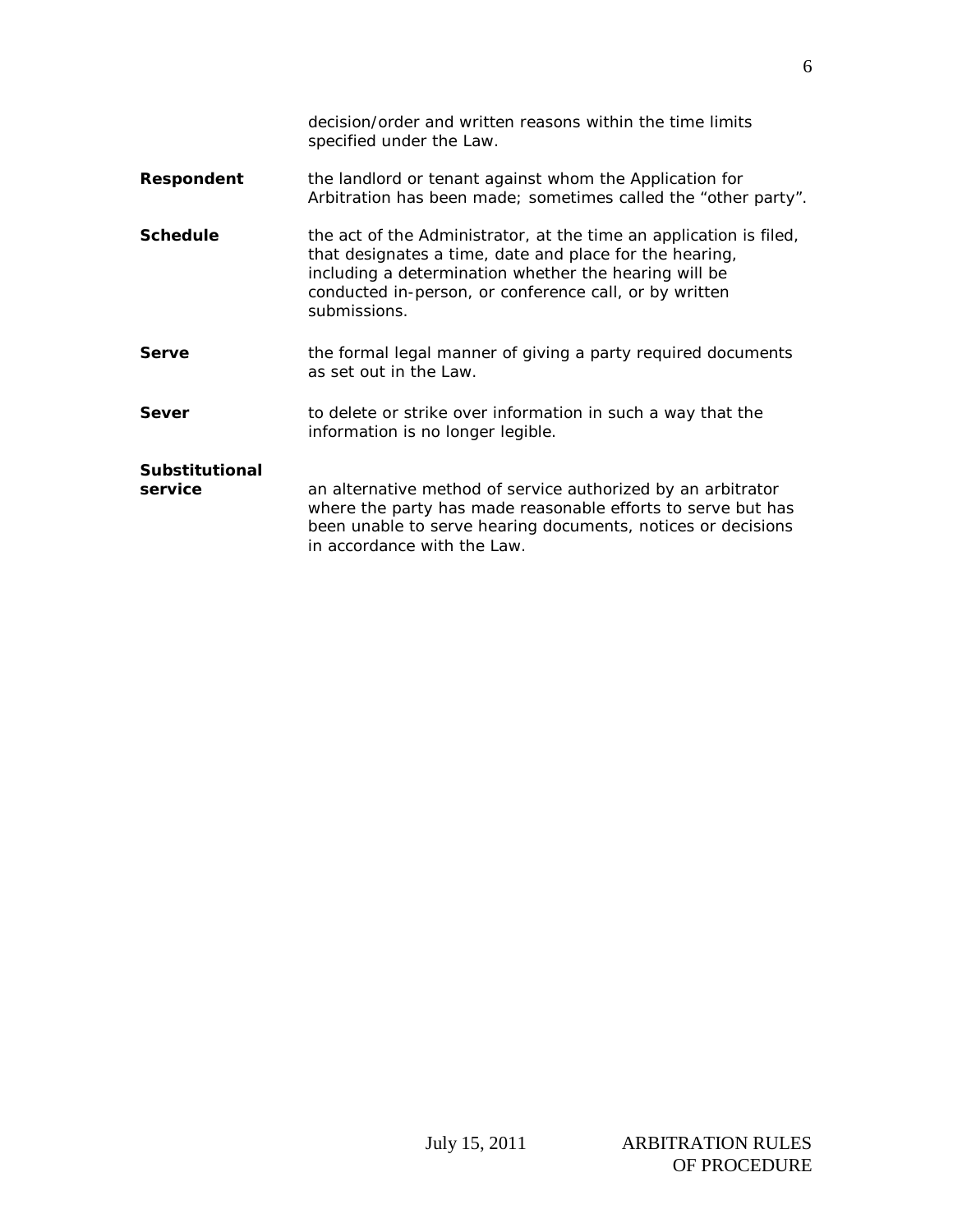decision/order and written reasons within the time limits specified under the Law.

**Respondent** the landlord or tenant against whom the Application for Arbitration has been made; sometimes called the "other party".

**Schedule** the act of the Administrator, at the time an application is filed, that designates a time, date and place for the hearing, including a determination whether the hearing will be conducted in-person, or conference call, or by written submissions.

**Serve** the formal legal manner of giving a party required documents as set out in the Law.

**Sever** to delete or strike over information in such a way that the information is no longer legible.

**Substitutional service** an alternative method of service authorized by an arbitrator where the party has made reasonable efforts to serve but has been unable to serve hearing documents, notices or decisions in accordance with the Law.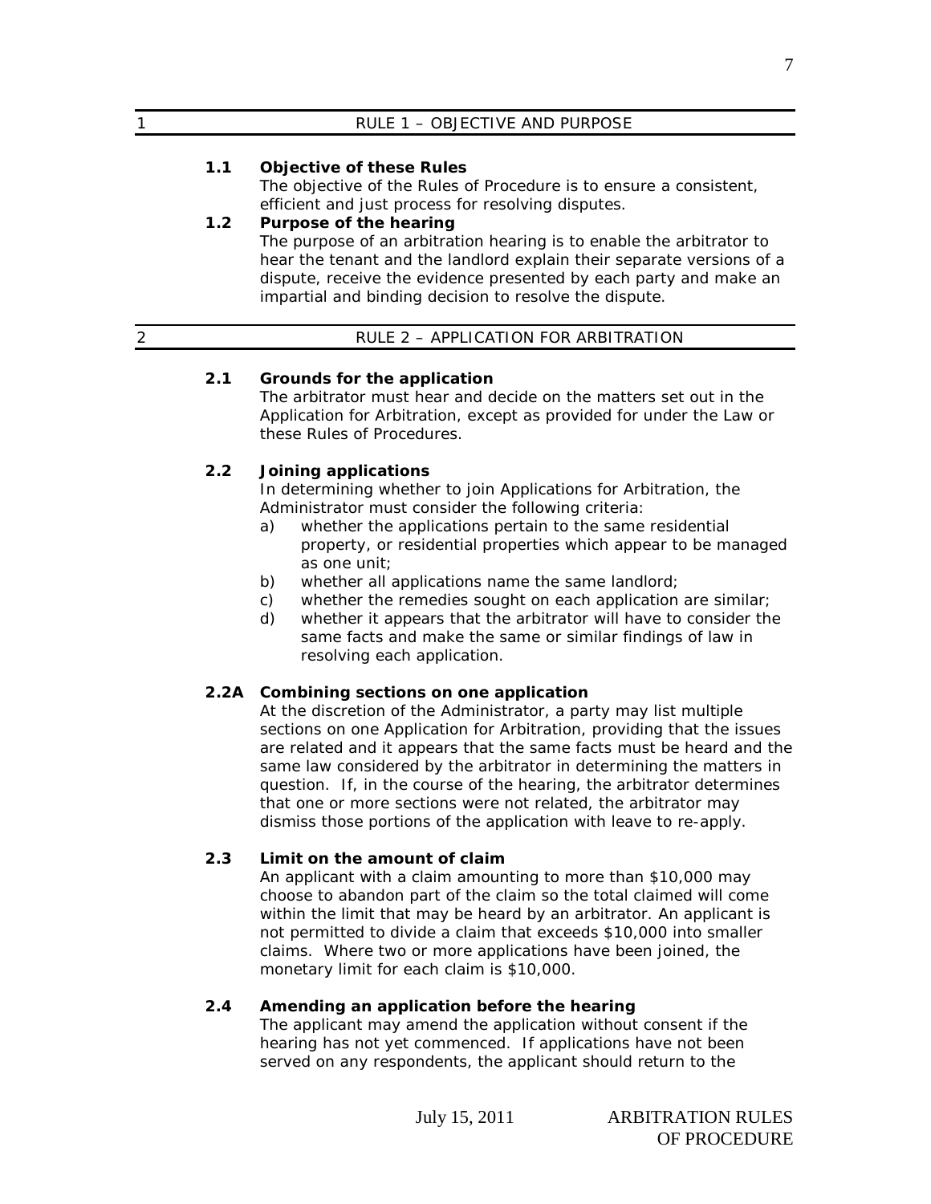## RULE 1 – OBJECTIVE AND PURPOSE

**1.1 Objective of these Rules**

The objective of the Rules of Procedure is to ensure a consistent, efficient and just process for resolving disputes.

**1.2 Purpose of the hearing**

The purpose of an arbitration hearing is to enable the arbitrator to hear the tenant and the landlord explain their separate versions of a dispute, receive the evidence presented by each party and make an impartial and binding decision to resolve the dispute.

## RULE 2 – APPLICATION FOR ARBITRATION

**2.1 Grounds for the application**

The arbitrator must hear and decide on the matters set out in the Application for Arbitration, except as provided for under the Law or these Rules of Procedures.

**2.2 Joining applications**

In determining whether to join Applications for Arbitration, the Administrator must consider the following criteria:

a) whether the applications pertain to the same residential property, or residential properties which appear to be managed as one unit;
b) whether all applications name the same landlord;
c) whether the remedies sought on each application are similar;
d) whether it appears that the arbitrator will have to consider the same facts and make the same or similar findings of law in resolving each application.

**2.2A Combining sections on one application**

At the discretion of the Administrator, a party may list multiple sections on one Application for Arbitration, providing that the issues are related and it appears that the same facts must be heard and the same law considered by the arbitrator in determining the matters in question. If, in the course of the hearing, the arbitrator determines that one or more sections were not related, the arbitrator may dismiss those portions of the application with leave to re-apply.

**2.3 Limit on the amount of claim**

An applicant with a claim amounting to more than $10,000 may choose to abandon part of the claim so the total claimed will come within the limit that may be heard by an arbitrator. An applicant is not permitted to divide a claim that exceeds $10,000 into smaller claims. Where two or more applications have been joined, the monetary limit for each claim is $10,000.

**2.4 Amending an application before the hearing**

The applicant may amend the application without consent if the hearing has not yet commenced. If applications have not been served on any respondents, the applicant should return to the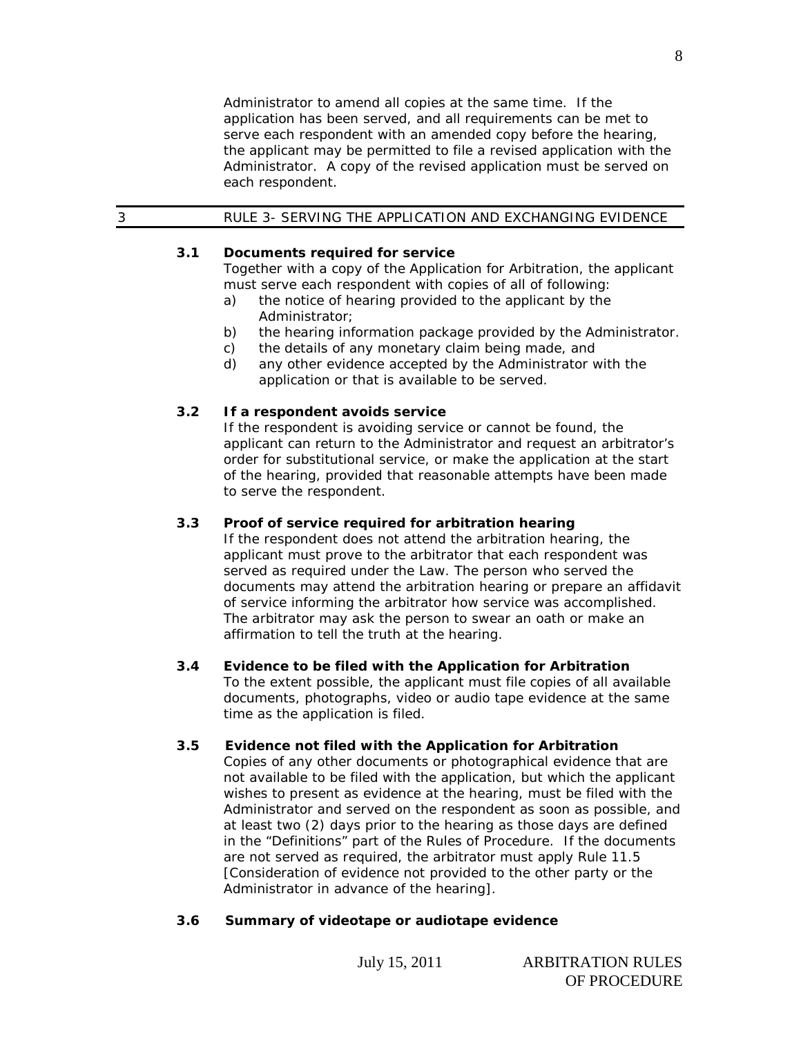Administrator to amend all copies at the same time. If the application has been served, and all requirements can be met to serve each respondent with an amended copy before the hearing, the applicant may be permitted to file a revised application with the Administrator. A copy of the revised application must be served on each respondent.

## 3 RULE 3- SERVING THE APPLICATION AND EXCHANGING EVIDENCE

### 3.1 Documents required for service

Together with a copy of the Application for Arbitration, the applicant must serve each respondent with copies of all of following:

a) the notice of hearing provided to the applicant by the Administrator;
b) the hearing information package provided by the Administrator.
c) the details of any monetary claim being made, and
d) any other evidence accepted by the Administrator with the application or that is available to be served.

### 3.2 If a respondent avoids service

If the respondent is avoiding service or cannot be found, the applicant can return to the Administrator and request an arbitrator's order for substitutional service, or make the application at the start of the hearing, provided that reasonable attempts have been made to serve the respondent.

### 3.3 Proof of service required for arbitration hearing

If the respondent does not attend the arbitration hearing, the applicant must prove to the arbitrator that each respondent was served as required under the Law. The person who served the documents may attend the arbitration hearing or prepare an affidavit of service informing the arbitrator how service was accomplished. The arbitrator may ask the person to swear an oath or make an affirmation to tell the truth at the hearing.

### 3.4 Evidence to be filed with the Application for Arbitration

To the extent possible, the applicant must file copies of all available documents, photographs, video or audio tape evidence at the same time as the application is filed.

### 3.5 Evidence not filed with the Application for Arbitration

Copies of any other documents or photographical evidence that are not available to be filed with the application, but which the applicant wishes to present as evidence at the hearing, must be filed with the Administrator and served on the respondent as soon as possible, and at least two (2) days prior to the hearing as those days are defined in the "Definitions" part of the Rules of Procedure. If the documents are not served as required, the arbitrator must apply Rule 11.5 [Consideration of evidence not provided to the other party or the Administrator in advance of the hearing].

### 3.6 Summary of videotape or audiotape evidence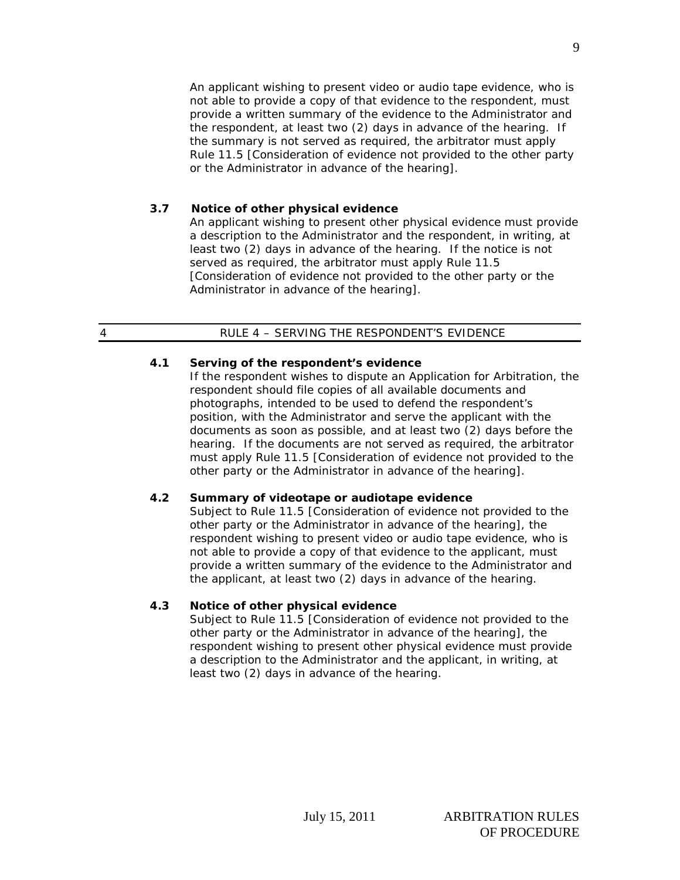An applicant wishing to present video or audio tape evidence, who is not able to provide a copy of that evidence to the respondent, must provide a written summary of the evidence to the Administrator and the respondent, at least two (2) days in advance of the hearing. If the summary is not served as required, the arbitrator must apply Rule 11.5 [Consideration of evidence not provided to the other party or the Administrator in advance of the hearing].

### 3.7 Notice of other physical evidence

An applicant wishing to present other physical evidence must provide a description to the Administrator and the respondent, in writing, at least two (2) days in advance of the hearing. If the notice is not served as required, the arbitrator must apply Rule 11.5 [Consideration of evidence not provided to the other party or the Administrator in advance of the hearing].

## 4 RULE 4 – SERVING THE RESPONDENT'S EVIDENCE

### 4.1 Serving of the respondent's evidence

If the respondent wishes to dispute an Application for Arbitration, the respondent should file copies of all available documents and photographs, intended to be used to defend the respondent's position, with the Administrator and serve the applicant with the documents as soon as possible, and at least two (2) days before the hearing. If the documents are not served as required, the arbitrator must apply Rule 11.5 [Consideration of evidence not provided to the other party or the Administrator in advance of the hearing].

### 4.2 Summary of videotape or audiotape evidence

Subject to Rule 11.5 [Consideration of evidence not provided to the other party or the Administrator in advance of the hearing], the respondent wishing to present video or audio tape evidence, who is not able to provide a copy of that evidence to the applicant, must provide a written summary of the evidence to the Administrator and the applicant, at least two (2) days in advance of the hearing.

### 4.3 Notice of other physical evidence

Subject to Rule 11.5 [Consideration of evidence not provided to the other party or the Administrator in advance of the hearing], the respondent wishing to present other physical evidence must provide a description to the Administrator and the applicant, in writing, at least two (2) days in advance of the hearing.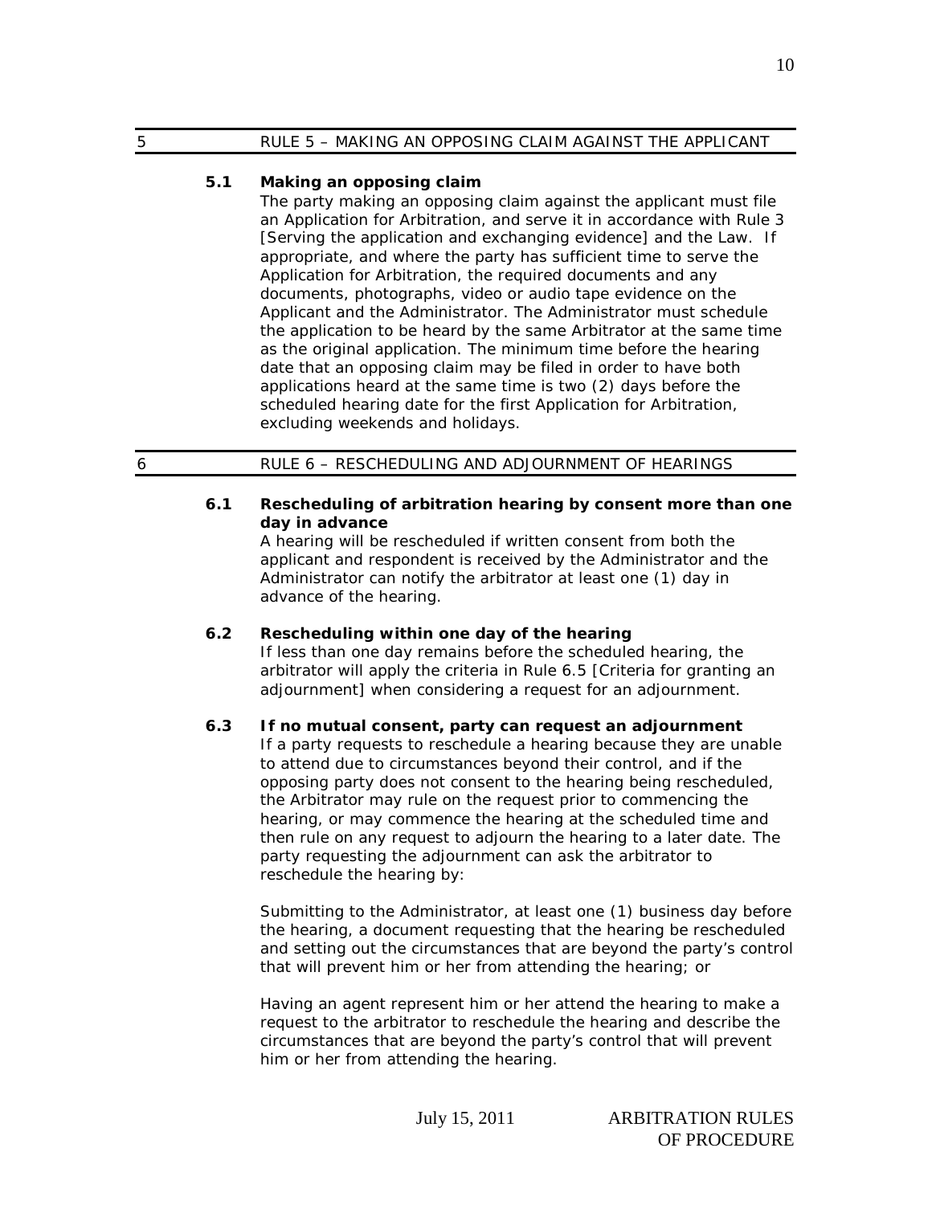## 5 RULE 5 – MAKING AN OPPOSING CLAIM AGAINST THE APPLICANT

### 5.1 Making an opposing claim

The party making an opposing claim against the applicant must file an Application for Arbitration, and serve it in accordance with Rule 3 [Serving the application and exchanging evidence] and the Law. If appropriate, and where the party has sufficient time to serve the Application for Arbitration, the required documents and any documents, photographs, video or audio tape evidence on the Applicant and the Administrator. The Administrator must schedule the application to be heard by the same Arbitrator at the same time as the original application. The minimum time before the hearing date that an opposing claim may be filed in order to have both applications heard at the same time is two (2) days before the scheduled hearing date for the first Application for Arbitration, excluding weekends and holidays.

## 6 RULE 6 – RESCHEDULING AND ADJOURNMENT OF HEARINGS

### 6.1 Rescheduling of arbitration hearing by consent more than one day in advance

A hearing will be rescheduled if written consent from both the applicant and respondent is received by the Administrator and the Administrator can notify the arbitrator at least one (1) day in advance of the hearing.

### 6.2 Rescheduling within one day of the hearing

If less than one day remains before the scheduled hearing, the arbitrator will apply the criteria in Rule 6.5 [Criteria for granting an adjournment] when considering a request for an adjournment.

### 6.3 If no mutual consent, party can request an adjournment

If a party requests to reschedule a hearing because they are unable to attend due to circumstances beyond their control, and if the opposing party does not consent to the hearing being rescheduled, the Arbitrator may rule on the request prior to commencing the hearing, or may commence the hearing at the scheduled time and then rule on any request to adjourn the hearing to a later date. The party requesting the adjournment can ask the arbitrator to reschedule the hearing by:

Submitting to the Administrator, at least one (1) business day before the hearing, a document requesting that the hearing be rescheduled and setting out the circumstances that are beyond the party's control that will prevent him or her from attending the hearing; or

Having an agent represent him or her attend the hearing to make a request to the arbitrator to reschedule the hearing and describe the circumstances that are beyond the party's control that will prevent him or her from attending the hearing.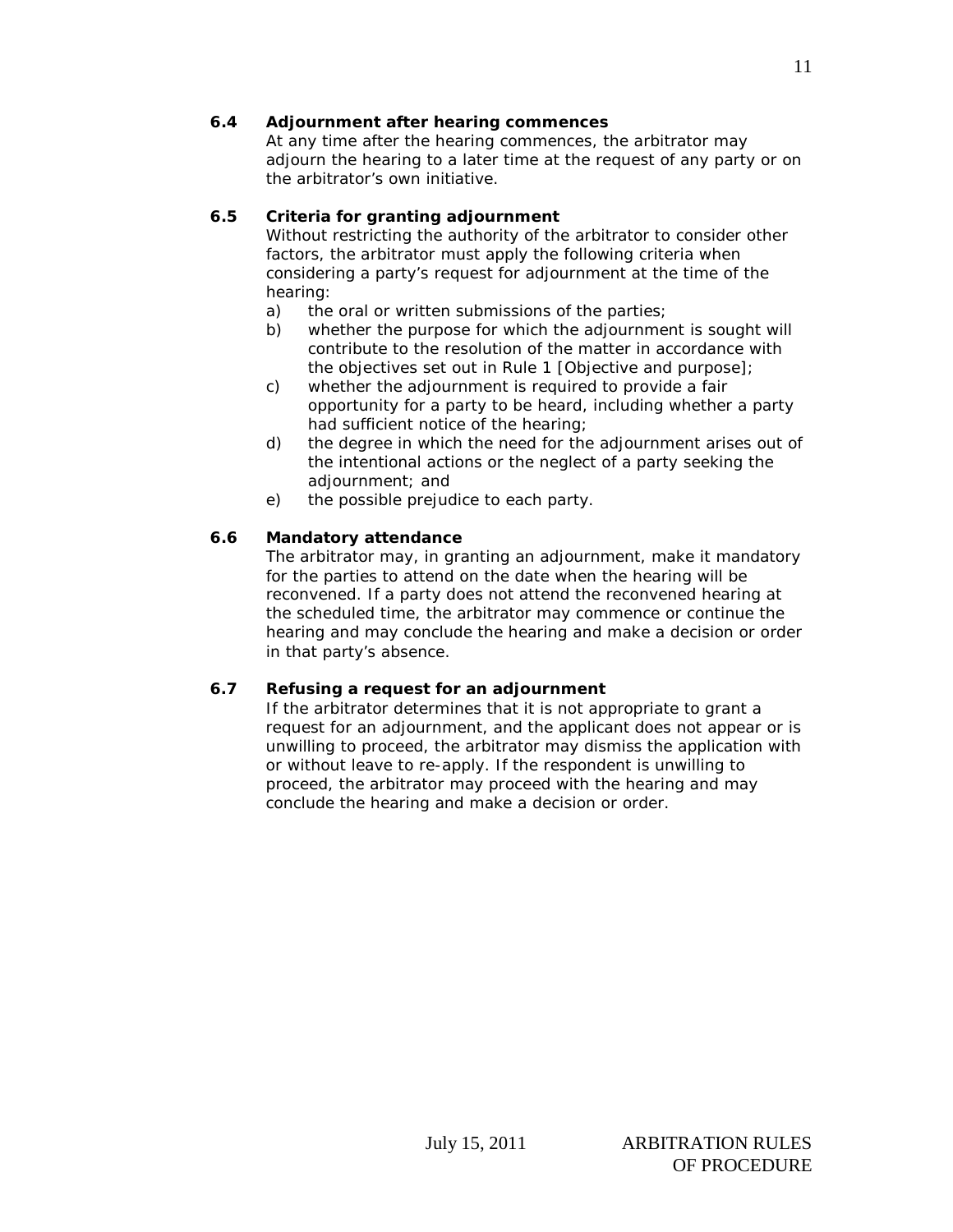### 6.4 Adjournment after hearing commences

At any time after the hearing commences, the arbitrator may adjourn the hearing to a later time at the request of any party or on the arbitrator's own initiative.

### 6.5 Criteria for granting adjournment

Without restricting the authority of the arbitrator to consider other factors, the arbitrator must apply the following criteria when considering a party's request for adjournment at the time of the hearing:

a) the oral or written submissions of the parties;
b) whether the purpose for which the adjournment is sought will contribute to the resolution of the matter in accordance with the objectives set out in Rule 1 [Objective and purpose];
c) whether the adjournment is required to provide a fair opportunity for a party to be heard, including whether a party had sufficient notice of the hearing;
d) the degree in which the need for the adjournment arises out of the intentional actions or the neglect of a party seeking the adjournment; and
e) the possible prejudice to each party.

### 6.6 Mandatory attendance

The arbitrator may, in granting an adjournment, make it mandatory for the parties to attend on the date when the hearing will be reconvened. If a party does not attend the reconvened hearing at the scheduled time, the arbitrator may commence or continue the hearing and may conclude the hearing and make a decision or order in that party's absence.

### 6.7 Refusing a request for an adjournment

If the arbitrator determines that it is not appropriate to grant a request for an adjournment, and the applicant does not appear or is unwilling to proceed, the arbitrator may dismiss the application with or without leave to re-apply. If the respondent is unwilling to proceed, the arbitrator may proceed with the hearing and may conclude the hearing and make a decision or order.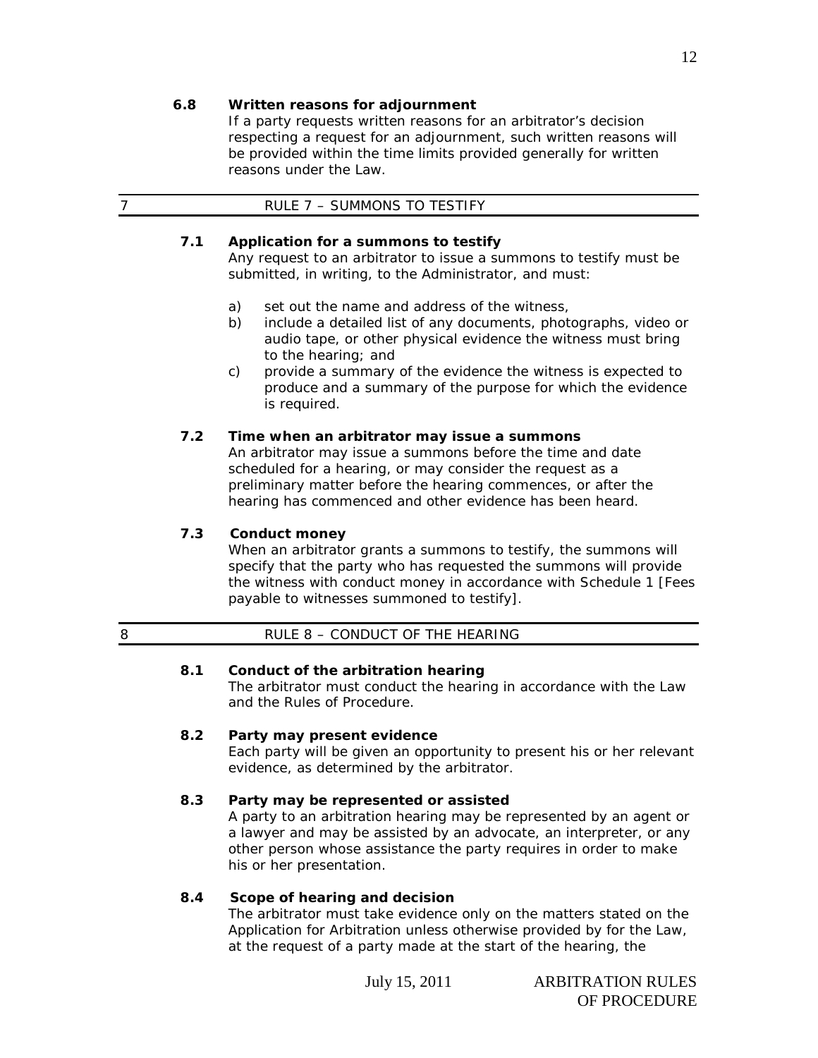### 6.8 Written reasons for adjournment

If a party requests written reasons for an arbitrator's decision respecting a request for an adjournment, such written reasons will be provided within the time limits provided generally for written reasons under the Law.

## 7 RULE 7 – SUMMONS TO TESTIFY

### 7.1 Application for a summons to testify

Any request to an arbitrator to issue a summons to testify must be submitted, in writing, to the Administrator, and must:

a) set out the name and address of the witness,
b) include a detailed list of any documents, photographs, video or audio tape, or other physical evidence the witness must bring to the hearing; and
c) provide a summary of the evidence the witness is expected to produce and a summary of the purpose for which the evidence is required.

### 7.2 Time when an arbitrator may issue a summons

An arbitrator may issue a summons before the time and date scheduled for a hearing, or may consider the request as a preliminary matter before the hearing commences, or after the hearing has commenced and other evidence has been heard.

### 7.3 Conduct money

When an arbitrator grants a summons to testify, the summons will specify that the party who has requested the summons will provide the witness with conduct money in accordance with Schedule 1 [Fees payable to witnesses summoned to testify].

## 8 RULE 8 – CONDUCT OF THE HEARING

### 8.1 Conduct of the arbitration hearing

The arbitrator must conduct the hearing in accordance with the Law and the Rules of Procedure.

### 8.2 Party may present evidence

Each party will be given an opportunity to present his or her relevant evidence, as determined by the arbitrator.

### 8.3 Party may be represented or assisted

A party to an arbitration hearing may be represented by an agent or a lawyer and may be assisted by an advocate, an interpreter, or any other person whose assistance the party requires in order to make his or her presentation.

### 8.4 Scope of hearing and decision

The arbitrator must take evidence only on the matters stated on the Application for Arbitration unless otherwise provided by for the Law, at the request of a party made at the start of the hearing, the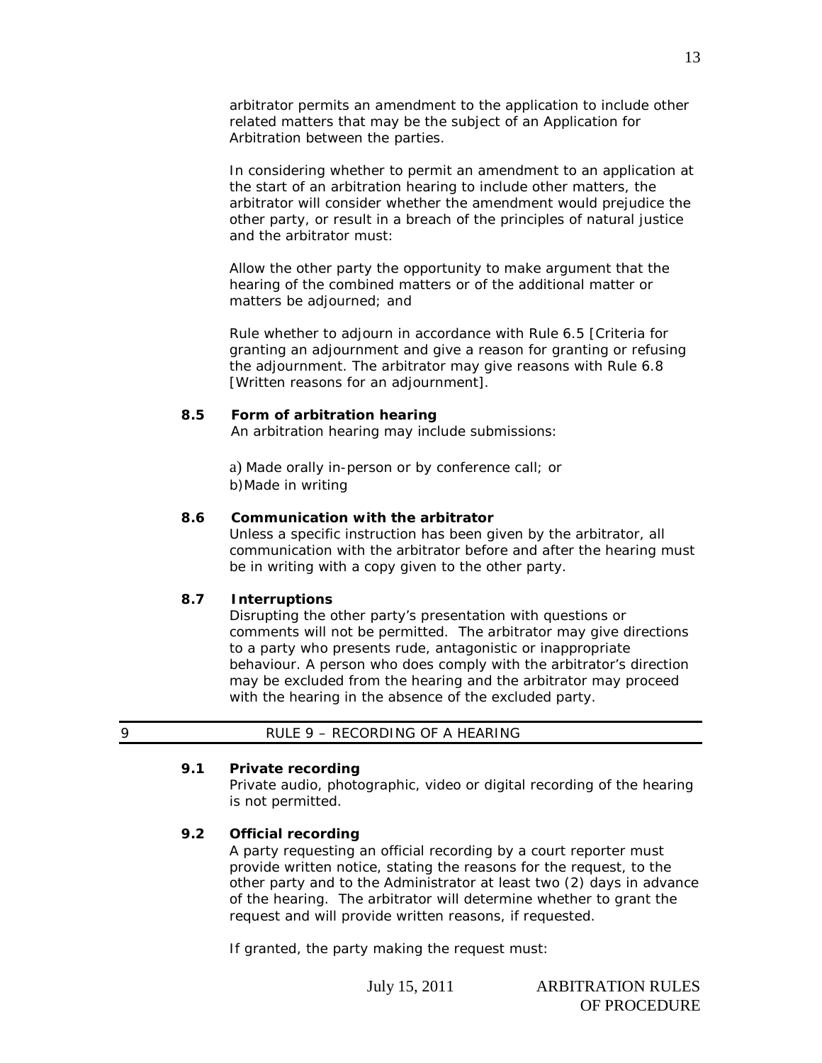arbitrator permits an amendment to the application to include other related matters that may be the subject of an Application for Arbitration between the parties.

In considering whether to permit an amendment to an application at the start of an arbitration hearing to include other matters, the arbitrator will consider whether the amendment would prejudice the other party, or result in a breach of the principles of natural justice and the arbitrator must:

Allow the other party the opportunity to make argument that the hearing of the combined matters or of the additional matter or matters be adjourned; and

Rule whether to adjourn in accordance with Rule 6.5 [Criteria for granting an adjournment and give a reason for granting or refusing the adjournment. The arbitrator may give reasons with Rule 6.8 [Written reasons for an adjournment].

**8.5 Form of arbitration hearing**

An arbitration hearing may include submissions:

a) Made orally in-person or by conference call; or
b) Made in writing

**8.6 Communication with the arbitrator**

Unless a specific instruction has been given by the arbitrator, all communication with the arbitrator before and after the hearing must be in writing with a copy given to the other party.

**8.7 Interruptions**

Disrupting the other party's presentation with questions or comments will not be permitted. The arbitrator may give directions to a party who presents rude, antagonistic or inappropriate behaviour. A person who does comply with the arbitrator's direction may be excluded from the hearing and the arbitrator may proceed with the hearing in the absence of the excluded party.

## 9 RULE 9 – RECORDING OF A HEARING

**9.1 Private recording**

Private audio, photographic, video or digital recording of the hearing is not permitted.

**9.2 Official recording**

A party requesting an official recording by a court reporter must provide written notice, stating the reasons for the request, to the other party and to the Administrator at least two (2) days in advance of the hearing. The arbitrator will determine whether to grant the request and will provide written reasons, if requested.

If granted, the party making the request must: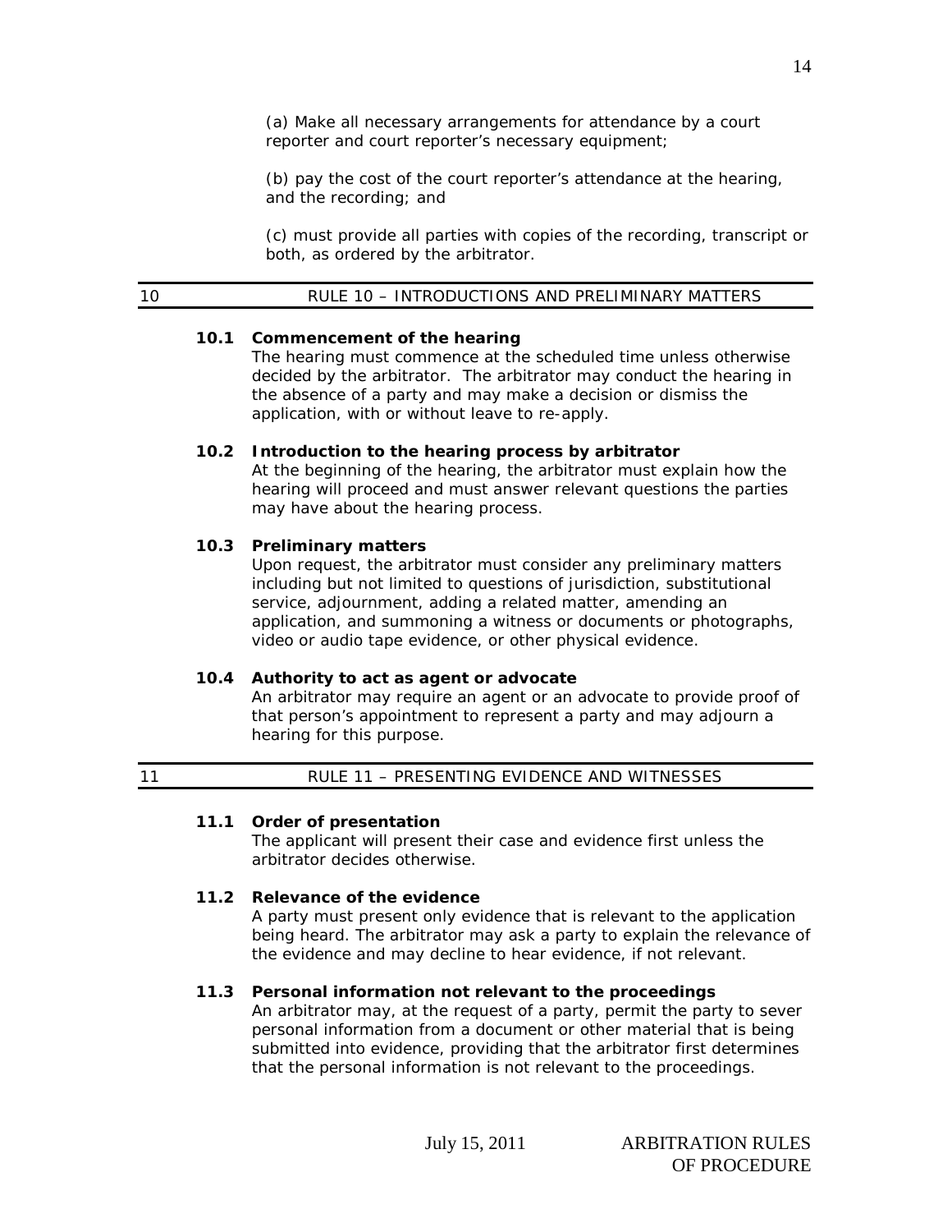(a) Make all necessary arrangements for attendance by a court reporter and court reporter's necessary equipment;

(b) pay the cost of the court reporter's attendance at the hearing, and the recording; and

(c) must provide all parties with copies of the recording, transcript or both, as ordered by the arbitrator.

## 10 RULE 10 – INTRODUCTIONS AND PRELIMINARY MATTERS

**10.1 Commencement of the hearing**

The hearing must commence at the scheduled time unless otherwise decided by the arbitrator. The arbitrator may conduct the hearing in the absence of a party and may make a decision or dismiss the application, with or without leave to re-apply.

**10.2 Introduction to the hearing process by arbitrator**

At the beginning of the hearing, the arbitrator must explain how the hearing will proceed and must answer relevant questions the parties may have about the hearing process.

**10.3 Preliminary matters**

Upon request, the arbitrator must consider any preliminary matters including but not limited to questions of jurisdiction, substitutional service, adjournment, adding a related matter, amending an application, and summoning a witness or documents or photographs, video or audio tape evidence, or other physical evidence.

**10.4 Authority to act as agent or advocate**

An arbitrator may require an agent or an advocate to provide proof of that person's appointment to represent a party and may adjourn a hearing for this purpose.

## 11 RULE 11 – PRESENTING EVIDENCE AND WITNESSES

**11.1 Order of presentation**

The applicant will present their case and evidence first unless the arbitrator decides otherwise.

**11.2 Relevance of the evidence**

A party must present only evidence that is relevant to the application being heard. The arbitrator may ask a party to explain the relevance of the evidence and may decline to hear evidence, if not relevant.

**11.3 Personal information not relevant to the proceedings**

An arbitrator may, at the request of a party, permit the party to sever personal information from a document or other material that is being submitted into evidence, providing that the arbitrator first determines that the personal information is not relevant to the proceedings.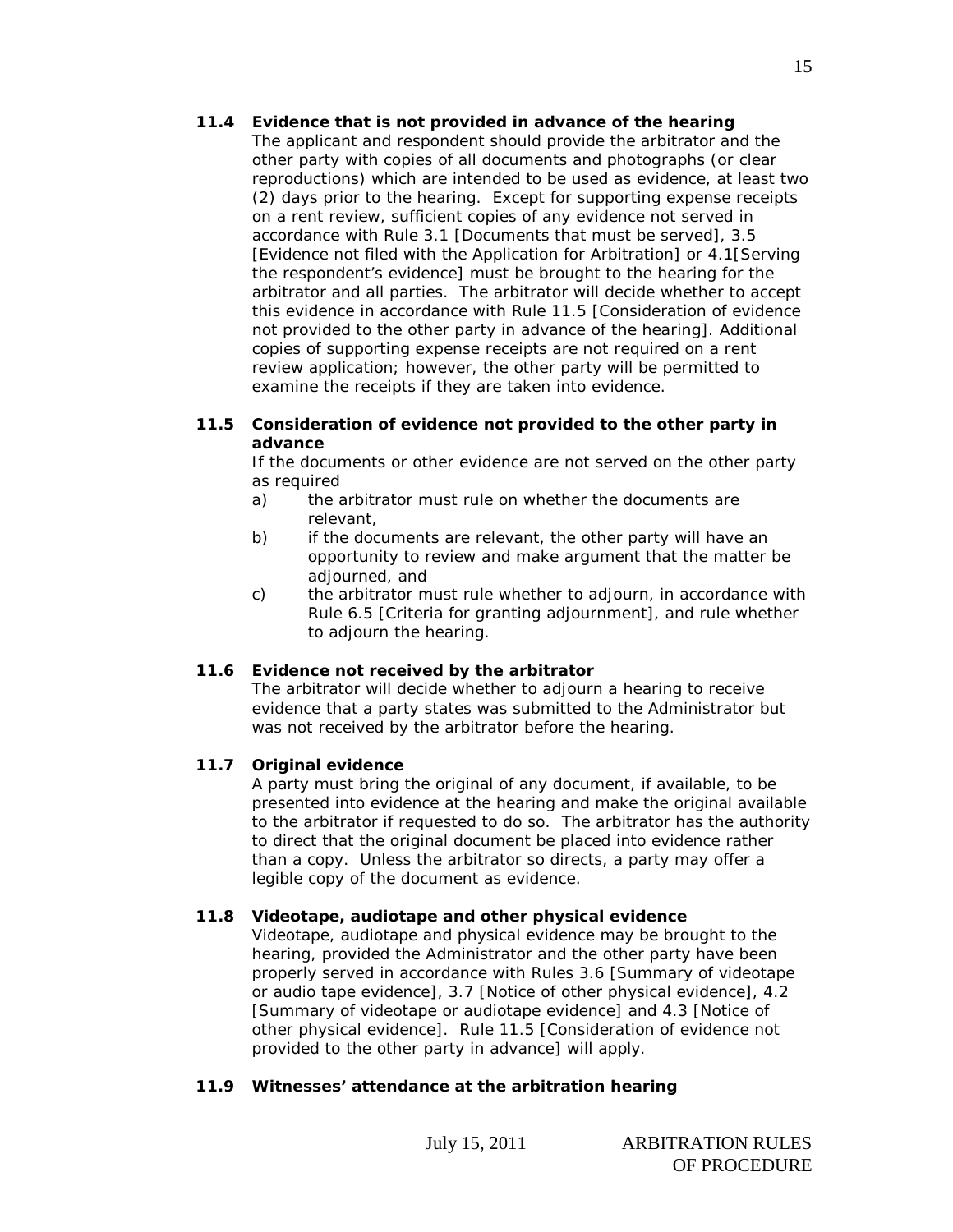### 11.4 Evidence that is not provided in advance of the hearing

The applicant and respondent should provide the arbitrator and the other party with copies of all documents and photographs (or clear reproductions) which are intended to be used as evidence, at least two (2) days prior to the hearing. Except for supporting expense receipts on a rent review, sufficient copies of any evidence not served in accordance with Rule 3.1 [Documents that must be served], 3.5 [Evidence not filed with the Application for Arbitration] or 4.1[Serving the respondent's evidence] must be brought to the hearing for the arbitrator and all parties. The arbitrator will decide whether to accept this evidence in accordance with Rule 11.5 [Consideration of evidence not provided to the other party in advance of the hearing]. Additional copies of supporting expense receipts are not required on a rent review application; however, the other party will be permitted to examine the receipts if they are taken into evidence.

### 11.5 Consideration of evidence not provided to the other party in advance

If the documents or other evidence are not served on the other party as required

a) the arbitrator must rule on whether the documents are relevant,

b) if the documents are relevant, the other party will have an opportunity to review and make argument that the matter be adjourned, and

c) the arbitrator must rule whether to adjourn, in accordance with Rule 6.5 [Criteria for granting adjournment], and rule whether to adjourn the hearing.

### 11.6 Evidence not received by the arbitrator

The arbitrator will decide whether to adjourn a hearing to receive evidence that a party states was submitted to the Administrator but was not received by the arbitrator before the hearing.

### 11.7 Original evidence

A party must bring the original of any document, if available, to be presented into evidence at the hearing and make the original available to the arbitrator if requested to do so. The arbitrator has the authority to direct that the original document be placed into evidence rather than a copy. Unless the arbitrator so directs, a party may offer a legible copy of the document as evidence.

### 11.8 Videotape, audiotape and other physical evidence

Videotape, audiotape and physical evidence may be brought to the hearing, provided the Administrator and the other party have been properly served in accordance with Rules 3.6 [Summary of videotape or audio tape evidence], 3.7 [Notice of other physical evidence], 4.2 [Summary of videotape or audiotape evidence] and 4.3 [Notice of other physical evidence]. Rule 11.5 [Consideration of evidence not provided to the other party in advance] will apply.

### 11.9 Witnesses' attendance at the arbitration hearing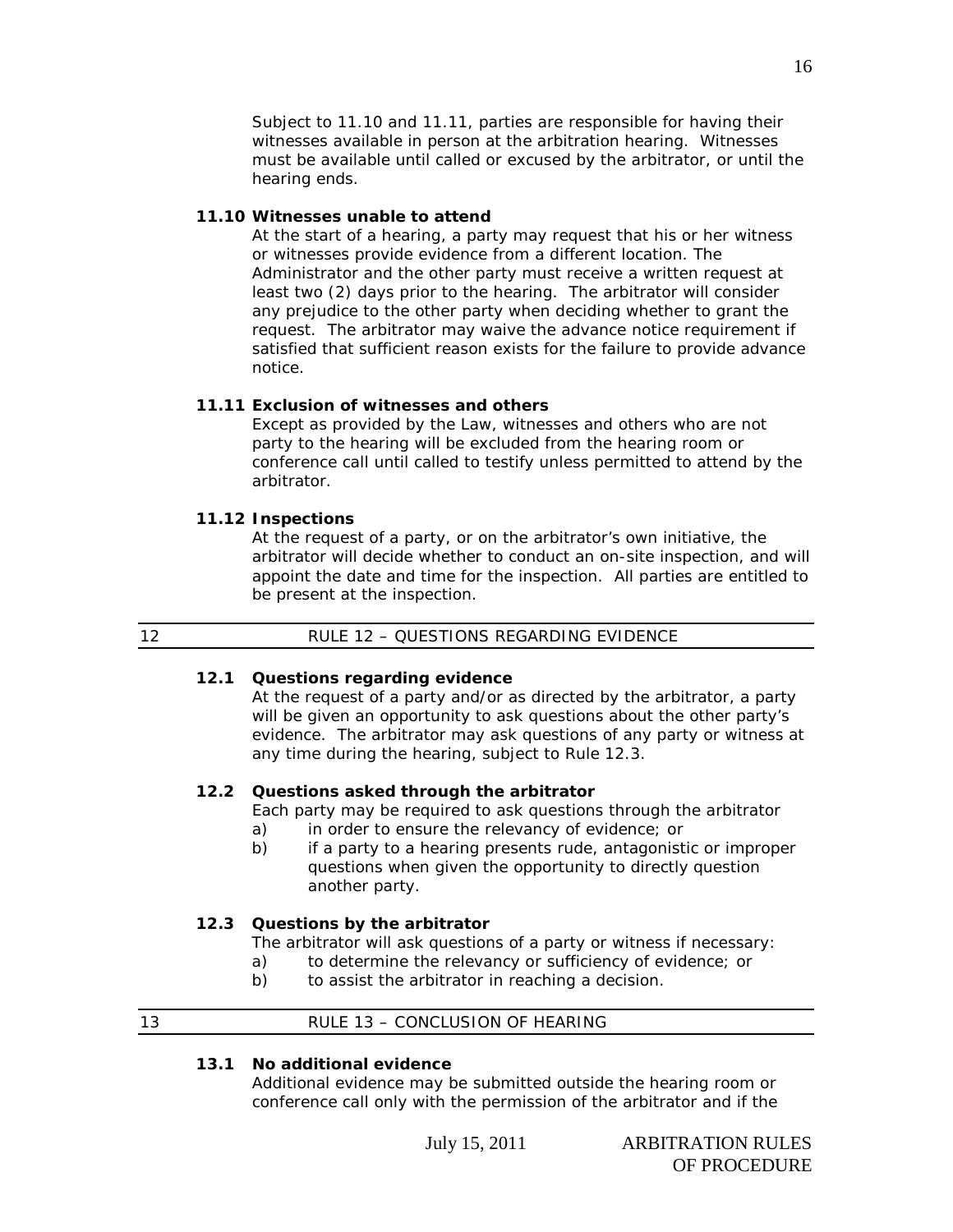Subject to 11.10 and 11.11, parties are responsible for having their witnesses available in person at the arbitration hearing. Witnesses must be available until called or excused by the arbitrator, or until the hearing ends.

**11.10 Witnesses unable to attend**

At the start of a hearing, a party may request that his or her witness or witnesses provide evidence from a different location. The Administrator and the other party must receive a written request at least two (2) days prior to the hearing. The arbitrator will consider any prejudice to the other party when deciding whether to grant the request. The arbitrator may waive the advance notice requirement if satisfied that sufficient reason exists for the failure to provide advance notice.

**11.11 Exclusion of witnesses and others**

Except as provided by the Law, witnesses and others who are not party to the hearing will be excluded from the hearing room or conference call until called to testify unless permitted to attend by the arbitrator.

**11.12 Inspections**

At the request of a party, or on the arbitrator's own initiative, the arbitrator will decide whether to conduct an on-site inspection, and will appoint the date and time for the inspection. All parties are entitled to be present at the inspection.

## 12 RULE 12 – QUESTIONS REGARDING EVIDENCE

**12.1 Questions regarding evidence**

At the request of a party and/or as directed by the arbitrator, a party will be given an opportunity to ask questions about the other party's evidence. The arbitrator may ask questions of any party or witness at any time during the hearing, subject to Rule 12.3.

**12.2 Questions asked through the arbitrator**

Each party may be required to ask questions through the arbitrator

a) in order to ensure the relevancy of evidence; or
b) if a party to a hearing presents rude, antagonistic or improper questions when given the opportunity to directly question another party.

**12.3 Questions by the arbitrator**

The arbitrator will ask questions of a party or witness if necessary:

a) to determine the relevancy or sufficiency of evidence; or
b) to assist the arbitrator in reaching a decision.

## 13 RULE 13 – CONCLUSION OF HEARING

**13.1 No additional evidence**

Additional evidence may be submitted outside the hearing room or conference call only with the permission of the arbitrator and if the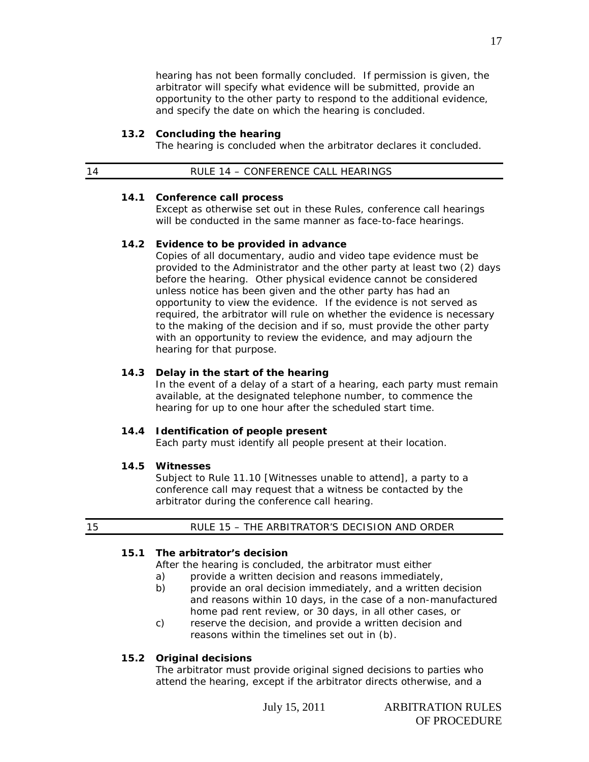hearing has not been formally concluded. If permission is given, the arbitrator will specify what evidence will be submitted, provide an opportunity to the other party to respond to the additional evidence, and specify the date on which the hearing is concluded.

**13.2 Concluding the hearing**

The hearing is concluded when the arbitrator declares it concluded.

## 14 RULE 14 – CONFERENCE CALL HEARINGS

**14.1 Conference call process**

Except as otherwise set out in these Rules, conference call hearings will be conducted in the same manner as face-to-face hearings.

**14.2 Evidence to be provided in advance**

Copies of all documentary, audio and video tape evidence must be provided to the Administrator and the other party at least two (2) days before the hearing. Other physical evidence cannot be considered unless notice has been given and the other party has had an opportunity to view the evidence. If the evidence is not served as required, the arbitrator will rule on whether the evidence is necessary to the making of the decision and if so, must provide the other party with an opportunity to review the evidence, and may adjourn the hearing for that purpose.

**14.3 Delay in the start of the hearing**

In the event of a delay of a start of a hearing, each party must remain available, at the designated telephone number, to commence the hearing for up to one hour after the scheduled start time.

**14.4 Identification of people present**

Each party must identify all people present at their location.

**14.5 Witnesses**

Subject to Rule 11.10 [Witnesses unable to attend], a party to a conference call may request that a witness be contacted by the arbitrator during the conference call hearing.

## 15 RULE 15 – THE ARBITRATOR'S DECISION AND ORDER

**15.1 The arbitrator's decision**

After the hearing is concluded, the arbitrator must either

a) provide a written decision and reasons immediately,

b) provide an oral decision immediately, and a written decision and reasons within 10 days, in the case of a non-manufactured home pad rent review, or 30 days, in all other cases, or

c) reserve the decision, and provide a written decision and reasons within the timelines set out in (b).

**15.2 Original decisions**

The arbitrator must provide original signed decisions to parties who attend the hearing, except if the arbitrator directs otherwise, and a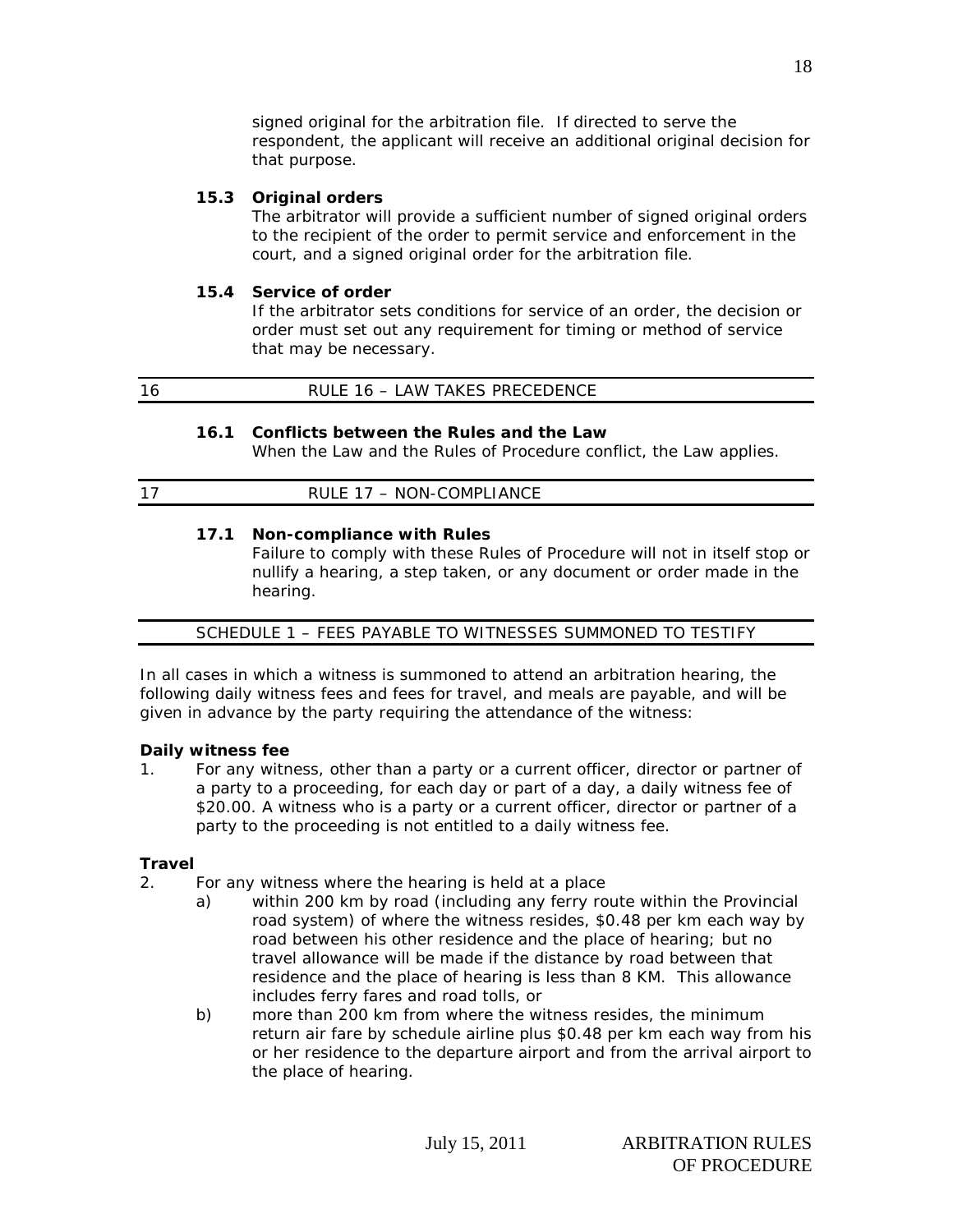signed original for the arbitration file. If directed to serve the respondent, the applicant will receive an additional original decision for that purpose.

**15.3 Original orders**

The arbitrator will provide a sufficient number of signed original orders to the recipient of the order to permit service and enforcement in the court, and a signed original order for the arbitration file.

**15.4 Service of order**

If the arbitrator sets conditions for service of an order, the decision or order must set out any requirement for timing or method of service that may be necessary.

## 16 RULE 16 – LAW TAKES PRECEDENCE

**16.1 Conflicts between the Rules and the Law**

When the Law and the Rules of Procedure conflict, the Law applies.

## 17 RULE 17 – NON-COMPLIANCE

**17.1 Non-compliance with Rules**

Failure to comply with these Rules of Procedure will not in itself stop or nullify a hearing, a step taken, or any document or order made in the hearing.

## SCHEDULE 1 – FEES PAYABLE TO WITNESSES SUMMONED TO TESTIFY

In all cases in which a witness is summoned to attend an arbitration hearing, the following daily witness fees and fees for travel, and meals are payable, and will be given in advance by the party requiring the attendance of the witness:

**Daily witness fee**

1. For any witness, other than a party or a current officer, director or partner of a party to a proceeding, for each day or part of a day, a daily witness fee of $20.00. A witness who is a party or a current officer, director or partner of a party to the proceeding is not entitled to a daily witness fee.

**Travel**

2. For any witness where the hearing is held at a place
   a) within 200 km by road (including any ferry route within the Provincial road system) of where the witness resides, $0.48 per km each way by road between his other residence and the place of hearing; but no travel allowance will be made if the distance by road between that residence and the place of hearing is less than 8 KM. This allowance includes ferry fares and road tolls, or
   b) more than 200 km from where the witness resides, the minimum return air fare by schedule airline plus $0.48 per km each way from his or her residence to the departure airport and from the arrival airport to the place of hearing.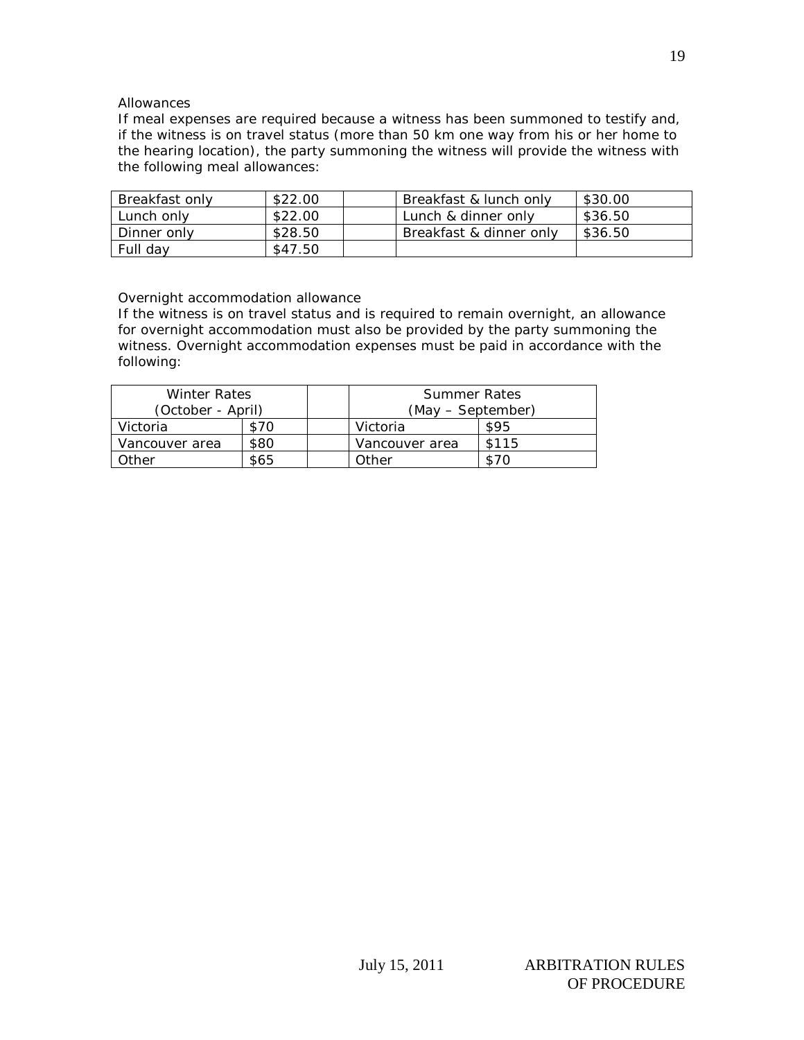Allowances

If meal expenses are required because a witness has been summoned to testify and, if the witness is on travel status (more than 50 km one way from his or her home to the hearing location), the party summoning the witness will provide the witness with the following meal allowances:

| | | | | |
|---|---|---|---|---|
| Breakfast only | $22.00 | | Breakfast & lunch only | $30.00 |
| Lunch only | $22.00 | | Lunch & dinner only | $36.50 |
| Dinner only | $28.50 | | Breakfast & dinner only | $36.50 |
| Full day | $47.50 | | | |

Overnight accommodation allowance

If the witness is on travel status and is required to remain overnight, an allowance for overnight accommodation must also be provided by the party summoning the witness. Overnight accommodation expenses must be paid in accordance with the following:

| Winter Rates (October - April) | | | Summer Rates (May – September) | |
|---|---|---|---|---|
| Victoria | $70 | | Victoria | $95 |
| Vancouver area | $80 | | Vancouver area | $115 |
| Other | $65 | | Other | $70 |